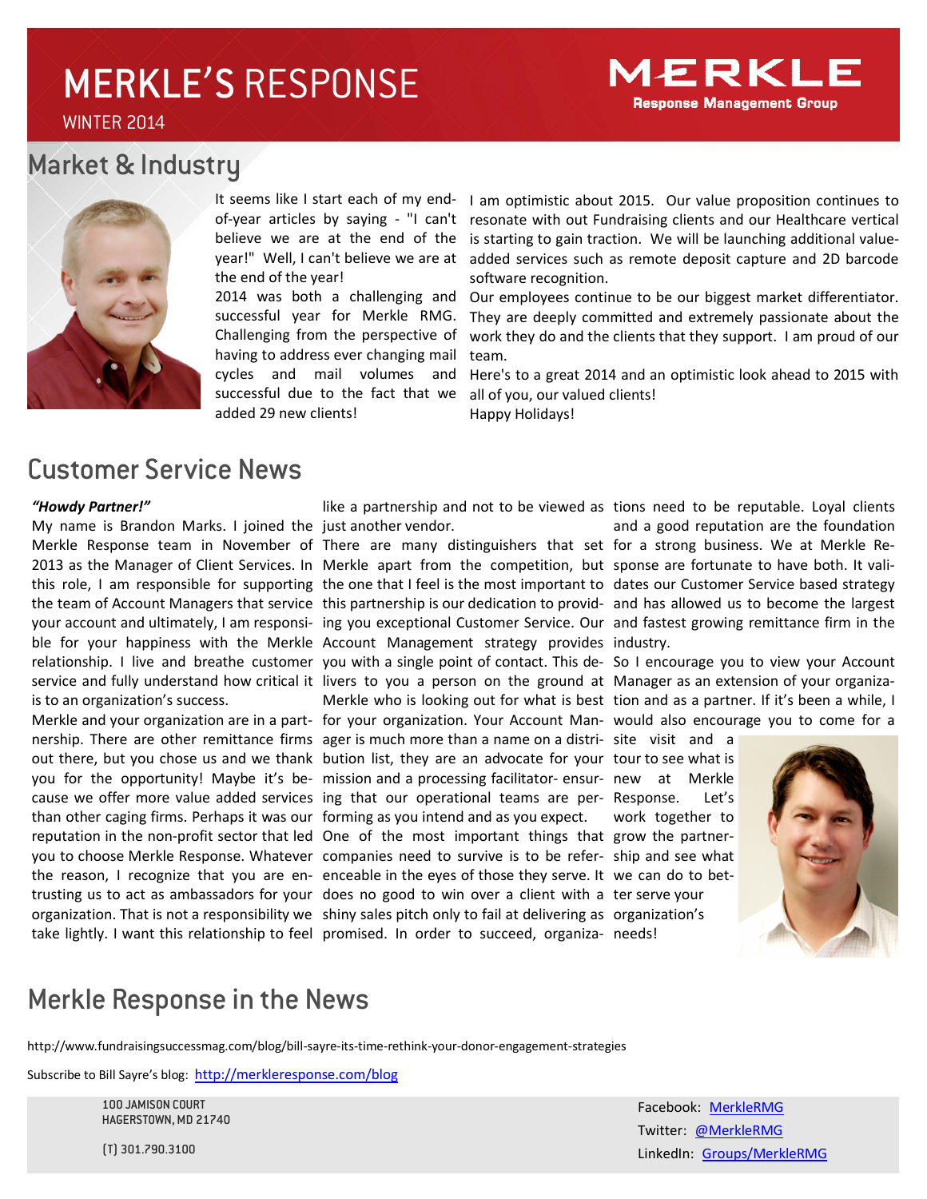# MERKLE'S RESPONSE

WINTER 2014

MERKLE
Response Management Group

## Market & Industry

It seems like I start each of my end-of-year articles by saying - "I can't believe we are at the end of the year!" Well, I can't believe we are at the end of the year!

2014 was both a challenging and successful year for Merkle RMG. Challenging from the perspective of having to address ever changing mail cycles and mail volumes and successful due to the fact that we added 29 new clients!

I am optimistic about 2015. Our value proposition continues to resonate with out Fundraising clients and our Healthcare vertical is starting to gain traction. We will be launching additional value-added services such as remote deposit capture and 2D barcode software recognition.

Our employees continue to be our biggest market differentiator. They are deeply committed and extremely passionate about the work they do and the clients that they support. I am proud of our team.

Here's to a great 2014 and an optimistic look ahead to 2015 with all of you, our valued clients!

Happy Holidays!

## Customer Service News

***"Howdy Partner!"***

My name is Brandon Marks. I joined the Merkle Response team in November of 2013 as the Manager of Client Services. In this role, I am responsible for supporting the team of Account Managers that service your account and ultimately, I am responsible for your happiness with the Merkle relationship. I live and breathe customer service and fully understand how critical it is to an organization's success.

Merkle and your organization are in a partnership. There are other remittance firms out there, but you chose us and we thank you for the opportunity! Maybe it's because we offer more value added services than other caging firms. Perhaps it was our reputation in the non-profit sector that led you to choose Merkle Response. Whatever the reason, I recognize that you are entrusting us to act as ambassadors for your organization. That is not a responsibility we take lightly. I want this relationship to feel like a partnership and not to be viewed as just another vendor.

There are many distinguishers that set Merkle apart from the competition, but the one that I feel is the most important to this partnership is our dedication to providing you exceptional Customer Service. Our Account Management strategy provides you with a single point of contact. This delivers to you a person on the ground at Merkle who is looking out for what is best for your organization. Your Account Manager is much more than a name on a distribution list, they are an advocate for your mission and a processing facilitator- ensuring that our operational teams are performing as you intend and as you expect.

One of the most important things that companies need to survive is to be referenceable in the eyes of those they serve. It does no good to win over a client with a shiny sales pitch only to fail at delivering as promised. In order to succeed, organizations need to be reputable. Loyal clients and a good reputation are the foundation for a strong business. We at Merkle Response are fortunate to have both. It validates our Customer Service based strategy and has allowed us to become the largest and fastest growing remittance firm in the industry.

So I encourage you to view your Account Manager as an extension of your organization and as a partner. If it's been a while, I would also encourage you to come for a site visit and a tour to see what is new at Merkle Response. Let's work together to grow the partnership and see what we can do to better serve your organization's needs!

## Merkle Response in the News

http://www.fundraisingsuccessmag.com/blog/bill-sayre-its-time-rethink-your-donor-engagement-strategies

Subscribe to Bill Sayre's blog: http://merkleresponse.com/blog

100 JAMISON COURT
HAGERSTOWN, MD 21740

(T) 301.790.3100

Facebook: MerkleRMG
Twitter: @MerkleRMG
LinkedIn: Groups/MerkleRMG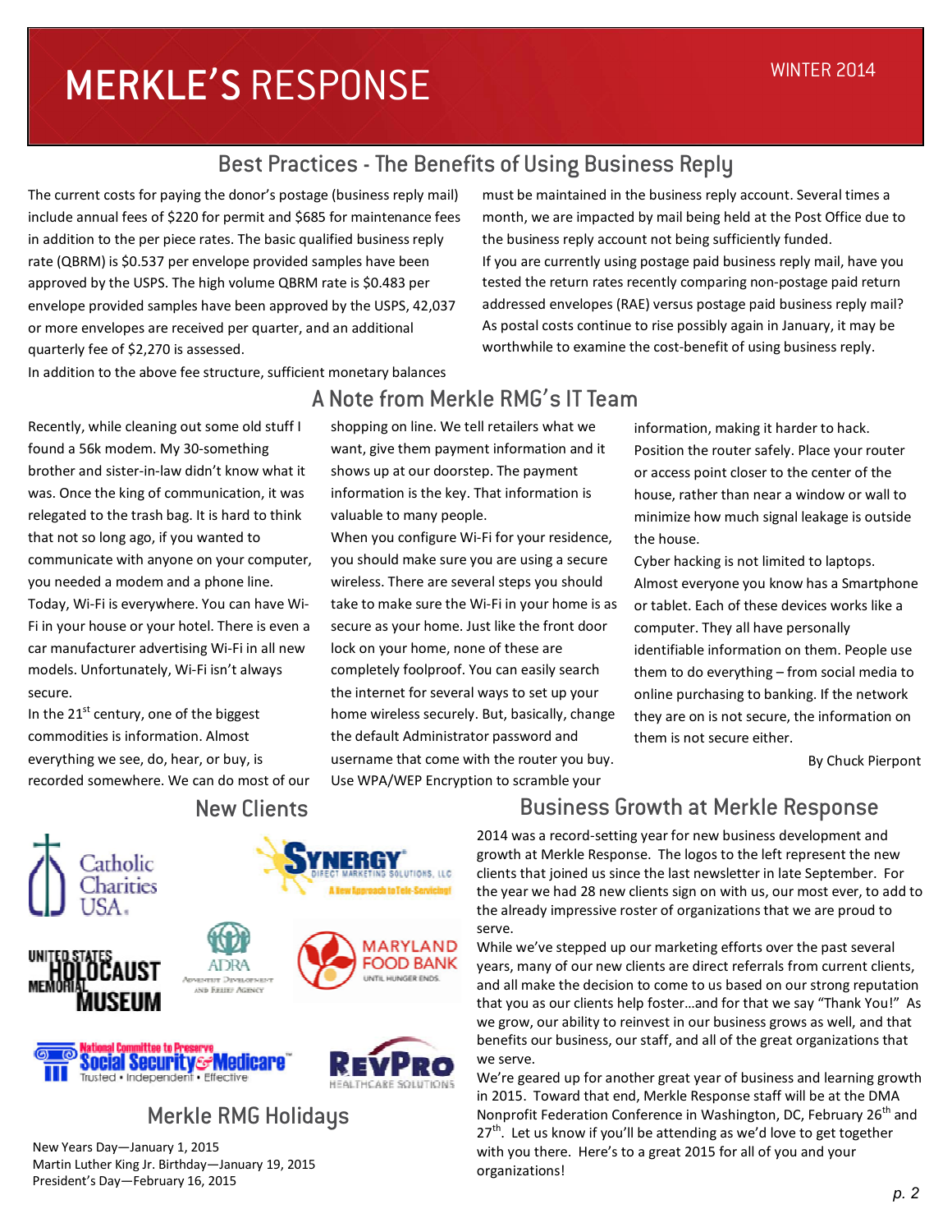# MERKLE'S RESPONSE

WINTER 2014

## Best Practices - The Benefits of Using Business Reply

The current costs for paying the donor's postage (business reply mail) include annual fees of $220 for permit and $685 for maintenance fees in addition to the per piece rates. The basic qualified business reply rate (QBRM) is $0.537 per envelope provided samples have been approved by the USPS. The high volume QBRM rate is $0.483 per envelope provided samples have been approved by the USPS, 42,037 or more envelopes are received per quarter, and an additional quarterly fee of $2,270 is assessed.

In addition to the above fee structure, sufficient monetary balances must be maintained in the business reply account. Several times a month, we are impacted by mail being held at the Post Office due to the business reply account not being sufficiently funded.

If you are currently using postage paid business reply mail, have you tested the return rates recently comparing non-postage paid return addressed envelopes (RAE) versus postage paid business reply mail? As postal costs continue to rise possibly again in January, it may be worthwhile to examine the cost-benefit of using business reply.

## A Note from Merkle RMG's IT Team

Recently, while cleaning out some old stuff I found a 56k modem. My 30-something brother and sister-in-law didn't know what it was. Once the king of communication, it was relegated to the trash bag. It is hard to think that not so long ago, if you wanted to communicate with anyone on your computer, you needed a modem and a phone line. Today, Wi-Fi is everywhere. You can have Wi-Fi in your house or your hotel. There is even a car manufacturer advertising Wi-Fi in all new models. Unfortunately, Wi-Fi isn't always secure.

In the 21st century, one of the biggest commodities is information. Almost everything we see, do, hear, or buy, is recorded somewhere. We can do most of our shopping on line. We tell retailers what we want, give them payment information and it shows up at our doorstep. The payment information is the key. That information is valuable to many people.

When you configure Wi-Fi for your residence, you should make sure you are using a secure wireless. There are several steps you should take to make sure the Wi-Fi in your home is as secure as your home. Just like the front door lock on your home, none of these are completely foolproof. You can easily search the internet for several ways to set up your home wireless securely. But, basically, change the default Administrator password and username that come with the router you buy. Use WPA/WEP Encryption to scramble your information, making it harder to hack. Position the router safely. Place your router or access point closer to the center of the house, rather than near a window or wall to minimize how much signal leakage is outside the house.

Cyber hacking is not limited to laptops. Almost everyone you know has a Smartphone or tablet. Each of these devices works like a computer. They all have personally identifiable information on them. People use them to do everything – from social media to online purchasing to banking. If the network they are on is not secure, the information on them is not secure either.

By Chuck Pierpont

## New Clients

Catholic Charities USA

SYNERGY Direct Marketing Solutions, LLC — A New Approach to Tele-Servicing!

United States Holocaust Memorial Museum

ADRA Adventist Development and Relief Agency

Maryland Food Bank — Until Hunger Ends.

National Committee to Preserve Social Security & Medicare — Trusted • Independent • Effective

RevPro Healthcare Solutions

## Merkle RMG Holidays

New Years Day—January 1, 2015
Martin Luther King Jr. Birthday—January 19, 2015
President's Day—February 16, 2015

## Business Growth at Merkle Response

2014 was a record-setting year for new business development and growth at Merkle Response. The logos to the left represent the new clients that joined us since the last newsletter in late September. For the year we had 28 new clients sign on with us, our most ever, to add to the already impressive roster of organizations that we are proud to serve.

While we've stepped up our marketing efforts over the past several years, many of our new clients are direct referrals from current clients, and all make the decision to come to us based on our strong reputation that you as our clients help foster…and for that we say "Thank You!" As we grow, our ability to reinvest in our business grows as well, and that benefits our business, our staff, and all of the great organizations that we serve.

We're geared up for another great year of business and learning growth in 2015. Toward that end, Merkle Response staff will be at the DMA Nonprofit Federation Conference in Washington, DC, February 26th and 27th. Let us know if you'll be attending as we'd love to get together with you there. Here's to a great 2015 for all of you and your organizations!